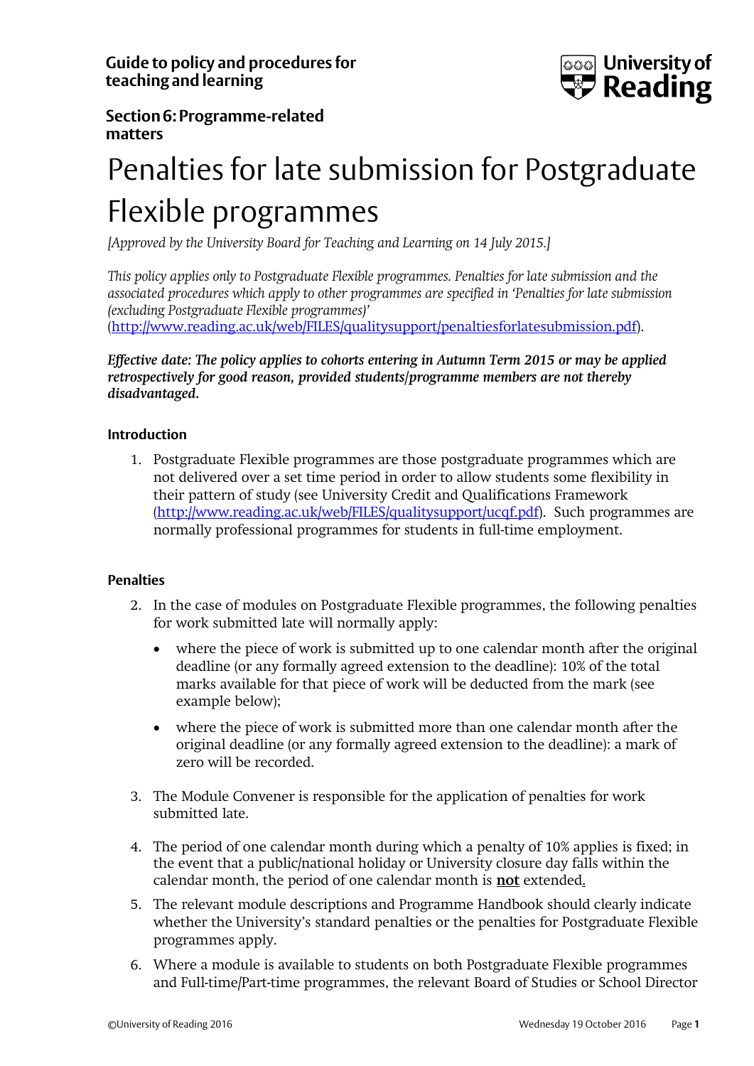Guide to policy and procedures for teaching and learning

University of Reading

Section 6: Programme-related matters

# Penalties for late submission for Postgraduate Flexible programmes

*[Approved by the University Board for Teaching and Learning on 14 July 2015.]*

*This policy applies only to Postgraduate Flexible programmes. Penalties for late submission and the associated procedures which apply to other programmes are specified in 'Penalties for late submission (excluding Postgraduate Flexible programmes)'* (http://www.reading.ac.uk/web/FILES/qualitysupport/penaltiesforlatesubmission.pdf).

***Effective date: The policy applies to cohorts entering in Autumn Term 2015 or may be applied retrospectively for good reason, provided students/programme members are not thereby disadvantaged.***

## Introduction

1. Postgraduate Flexible programmes are those postgraduate programmes which are not delivered over a set time period in order to allow students some flexibility in their pattern of study (see University Credit and Qualifications Framework (http://www.reading.ac.uk/web/FILES/qualitysupport/ucqf.pdf). Such programmes are normally professional programmes for students in full-time employment.

## Penalties

2. In the case of modules on Postgraduate Flexible programmes, the following penalties for work submitted late will normally apply:
   - where the piece of work is submitted up to one calendar month after the original deadline (or any formally agreed extension to the deadline): 10% of the total marks available for that piece of work will be deducted from the mark (see example below);
   - where the piece of work is submitted more than one calendar month after the original deadline (or any formally agreed extension to the deadline): a mark of zero will be recorded.

3. The Module Convener is responsible for the application of penalties for work submitted late.

4. The period of one calendar month during which a penalty of 10% applies is fixed; in the event that a public/national holiday or University closure day falls within the calendar month, the period of one calendar month is **not** extended.

5. The relevant module descriptions and Programme Handbook should clearly indicate whether the University's standard penalties or the penalties for Postgraduate Flexible programmes apply.

6. Where a module is available to students on both Postgraduate Flexible programmes and Full-time/Part-time programmes, the relevant Board of Studies or School Director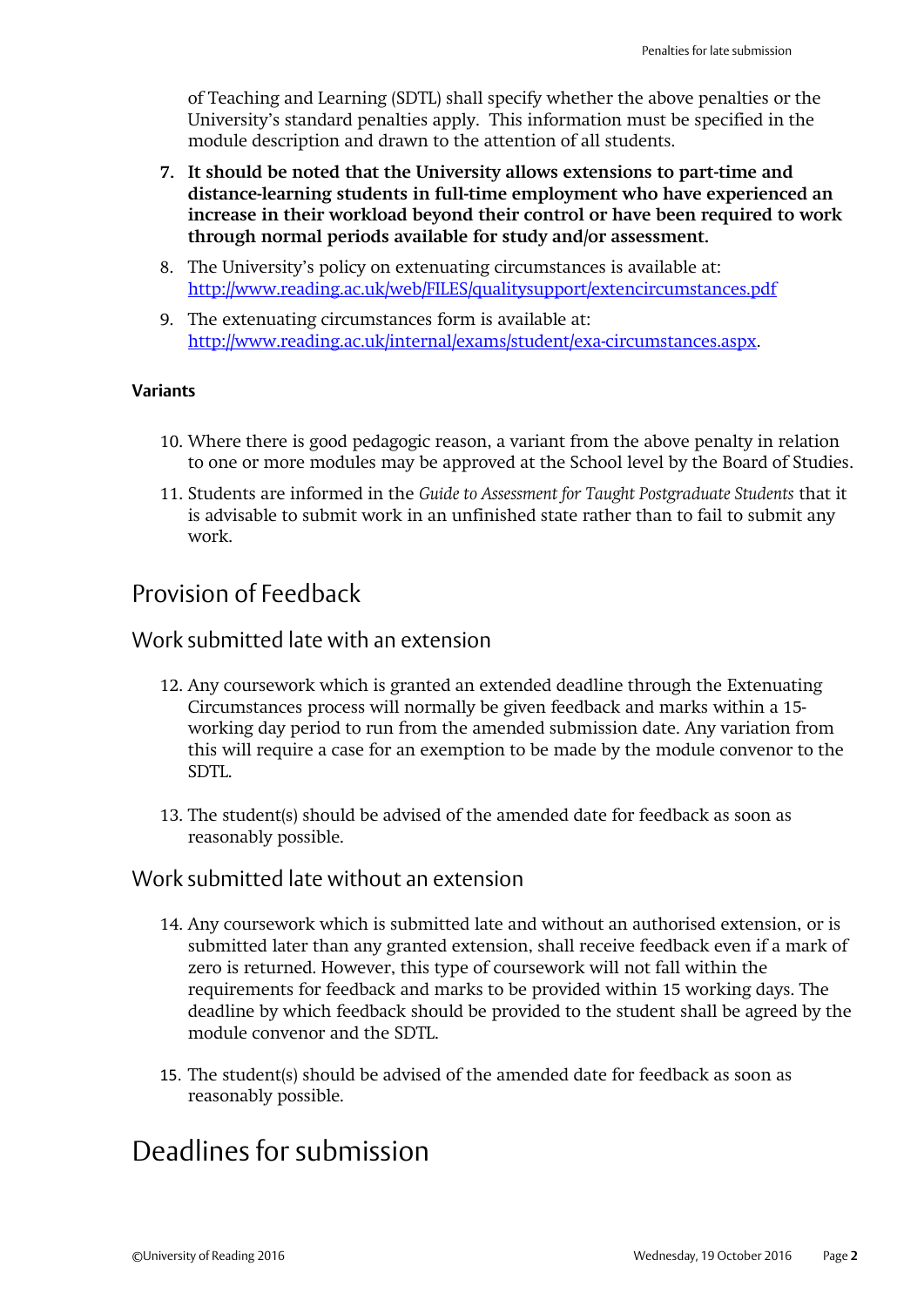of Teaching and Learning (SDTL) shall specify whether the above penalties or the University's standard penalties apply. This information must be specified in the module description and drawn to the attention of all students.

7. **It should be noted that the University allows extensions to part-time and distance-learning students in full-time employment who have experienced an increase in their workload beyond their control or have been required to work through normal periods available for study and/or assessment.**

8. The University's policy on extenuating circumstances is available at: [http://www.reading.ac.uk/web/FILES/qualitysupport/extencircumstances.pdf](http://www.reading.ac.uk/web/FILES/qualitysupport/extencircumstances.pdf)

9. The extenuating circumstances form is available at: [http://www.reading.ac.uk/internal/exams/student/exa-circumstances.aspx](http://www.reading.ac.uk/internal/exams/student/exa-circumstances.aspx).

**Variants**

10. Where there is good pedagogic reason, a variant from the above penalty in relation to one or more modules may be approved at the School level by the Board of Studies.

11. Students are informed in the *Guide to Assessment for Taught Postgraduate Students* that it is advisable to submit work in an unfinished state rather than to fail to submit any work.

# Provision of Feedback

## Work submitted late with an extension

12. Any coursework which is granted an extended deadline through the Extenuating Circumstances process will normally be given feedback and marks within a 15-working day period to run from the amended submission date. Any variation from this will require a case for an exemption to be made by the module convenor to the SDTL.

13. The student(s) should be advised of the amended date for feedback as soon as reasonably possible.

## Work submitted late without an extension

14. Any coursework which is submitted late and without an authorised extension, or is submitted later than any granted extension, shall receive feedback even if a mark of zero is returned. However, this type of coursework will not fall within the requirements for feedback and marks to be provided within 15 working days. The deadline by which feedback should be provided to the student shall be agreed by the module convenor and the SDTL.

15. The student(s) should be advised of the amended date for feedback as soon as reasonably possible.

# Deadlines for submission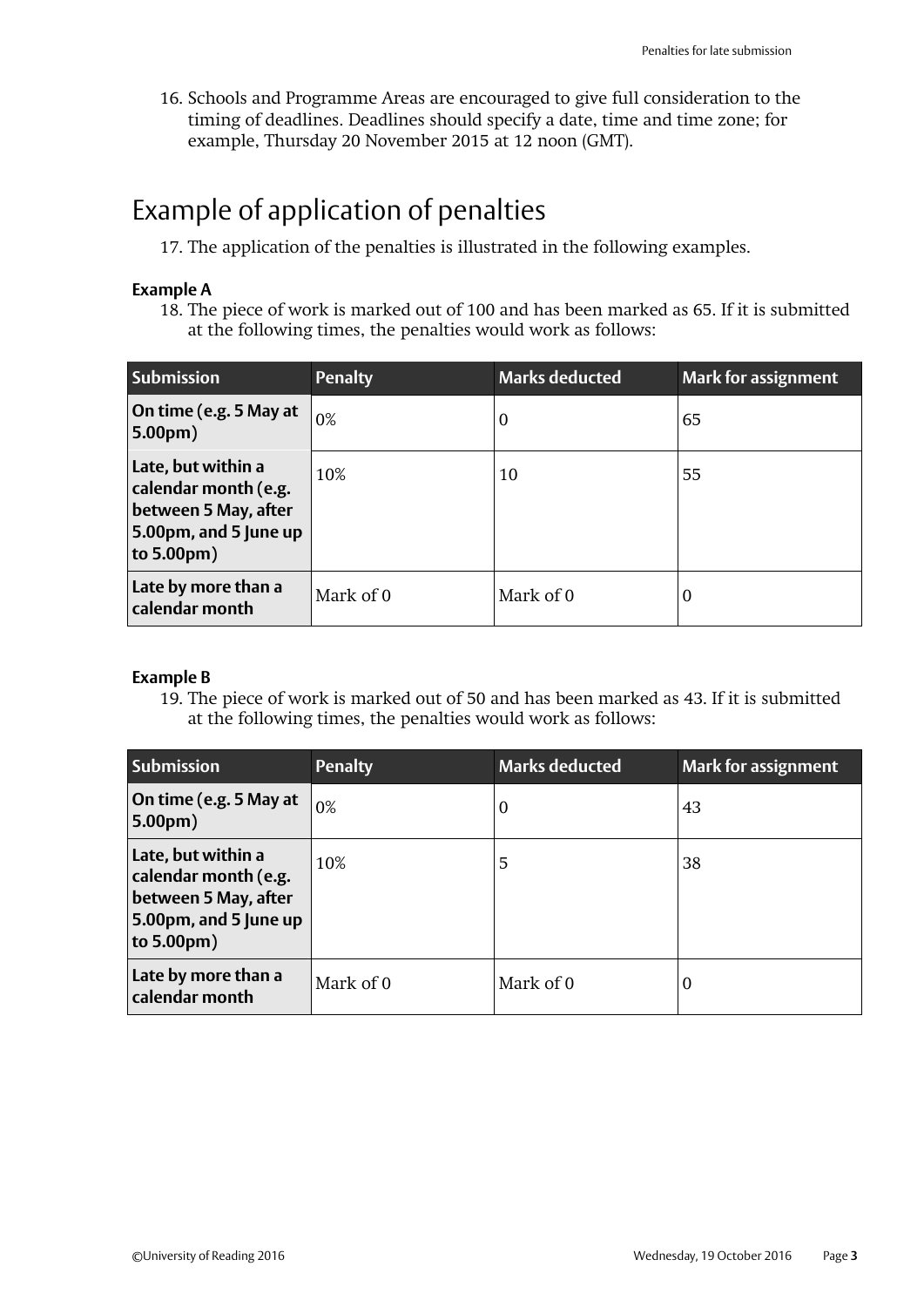16. Schools and Programme Areas are encouraged to give full consideration to the timing of deadlines. Deadlines should specify a date, time and time zone; for example, Thursday 20 November 2015 at 12 noon (GMT).

## Example of application of penalties

17. The application of the penalties is illustrated in the following examples.

**Example A**

18. The piece of work is marked out of 100 and has been marked as 65. If it is submitted at the following times, the penalties would work as follows:

| Submission | Penalty | Marks deducted | Mark for assignment |
|---|---|---|---|
| **On time (e.g. 5 May at 5.00pm)** | 0% | 0 | 65 |
| **Late, but within a calendar month (e.g. between 5 May, after 5.00pm, and 5 June up to 5.00pm)** | 10% | 10 | 55 |
| **Late by more than a calendar month** | Mark of 0 | Mark of 0 | 0 |

**Example B**

19. The piece of work is marked out of 50 and has been marked as 43. If it is submitted at the following times, the penalties would work as follows:

| Submission | Penalty | Marks deducted | Mark for assignment |
|---|---|---|---|
| **On time (e.g. 5 May at 5.00pm)** | 0% | 0 | 43 |
| **Late, but within a calendar month (e.g. between 5 May, after 5.00pm, and 5 June up to 5.00pm)** | 10% | 5 | 38 |
| **Late by more than a calendar month** | Mark of 0 | Mark of 0 | 0 |